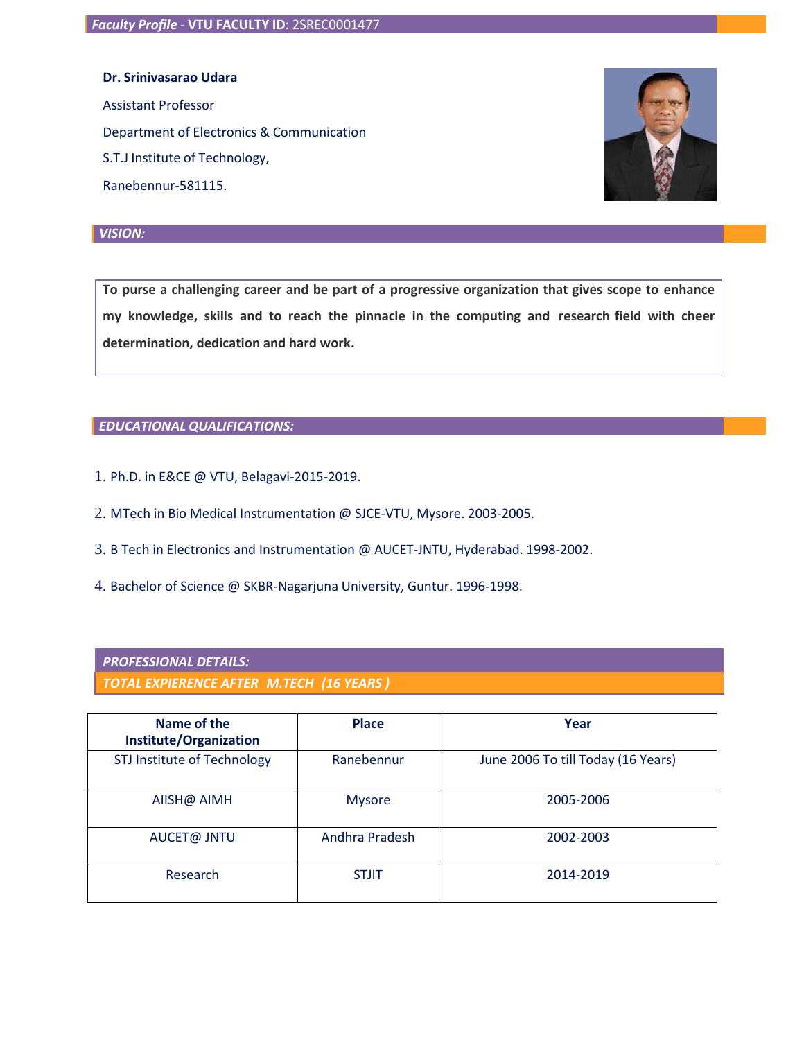***Faculty Profile* - VTU FACULTY ID**: 2SREC0001477

**Dr. Srinivasarao Udara**

Assistant Professor

Department of Electronics & Communication

S.T.J Institute of Technology,

Ranebennur-581115.

## *VISION:*

**To purse a challenging career and be part of a progressive organization that gives scope to enhance my knowledge, skills and to reach the pinnacle in the computing and research field with cheer determination, dedication and hard work.**

## *EDUCATIONAL QUALIFICATIONS:*

1. Ph.D. in E&CE @ VTU, Belagavi-2015-2019.
2. MTech in Bio Medical Instrumentation @ SJCE-VTU, Mysore. 2003-2005.
3. B Tech in Electronics and Instrumentation @ AUCET-JNTU, Hyderabad. 1998-2002.
4. Bachelor of Science @ SKBR-Nagarjuna University, Guntur. 1996-1998.

## *PROFESSIONAL DETAILS:*

### *TOTAL EXPIERENCE AFTER M.TECH (16 YEARS )*

| Name of the Institute/Organization | Place | Year |
|---|---|---|
| STJ Institute of Technology | Ranebennur | June 2006 To till Today (16 Years) |
| AIISH@ AIMH | Mysore | 2005-2006 |
| AUCET@ JNTU | Andhra Pradesh | 2002-2003 |
| Research | STJIT | 2014-2019 |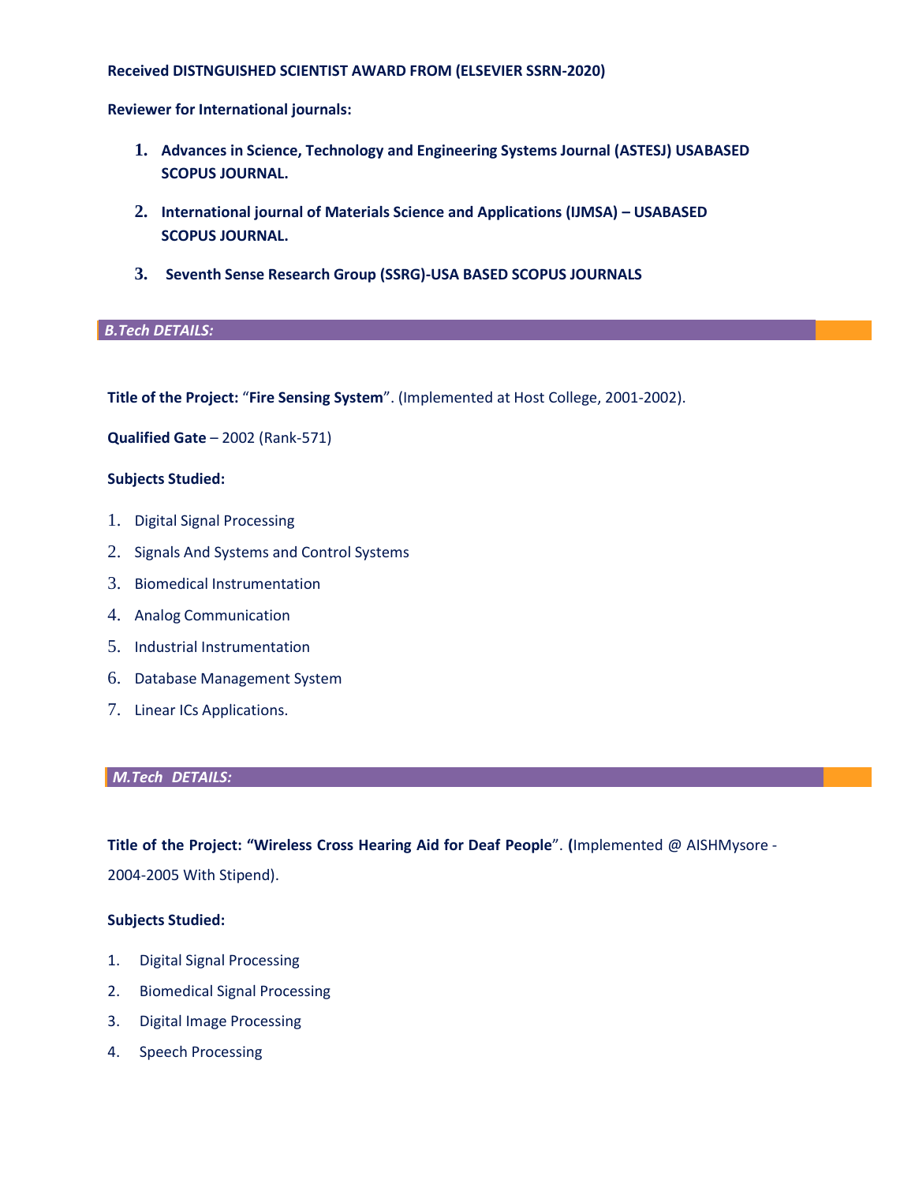**Received DISTNGUISHED SCIENTIST AWARD FROM (ELSEVIER SSRN-2020)**

**Reviewer for International journals:**

1. **Advances in Science, Technology and Engineering Systems Journal (ASTESJ) USABASED SCOPUS JOURNAL.**
2. **International journal of Materials Science and Applications (IJMSA) – USABASED SCOPUS JOURNAL.**
3. **Seventh Sense Research Group (SSRG)-USA BASED SCOPUS JOURNALS**

## *B.Tech DETAILS:*

**Title of the Project:** "**Fire Sensing System**". (Implemented at Host College, 2001-2002).

**Qualified Gate** – 2002 (Rank-571)

**Subjects Studied:**

1. Digital Signal Processing
2. Signals And Systems and Control Systems
3. Biomedical Instrumentation
4. Analog Communication
5. Industrial Instrumentation
6. Database Management System
7. Linear ICs Applications.

## *M.Tech DETAILS:*

**Title of the Project: "Wireless Cross Hearing Aid for Deaf People". (**Implemented @ AISHMysore - 2004-2005 With Stipend).

**Subjects Studied:**

1. Digital Signal Processing
2. Biomedical Signal Processing
3. Digital Image Processing
4. Speech Processing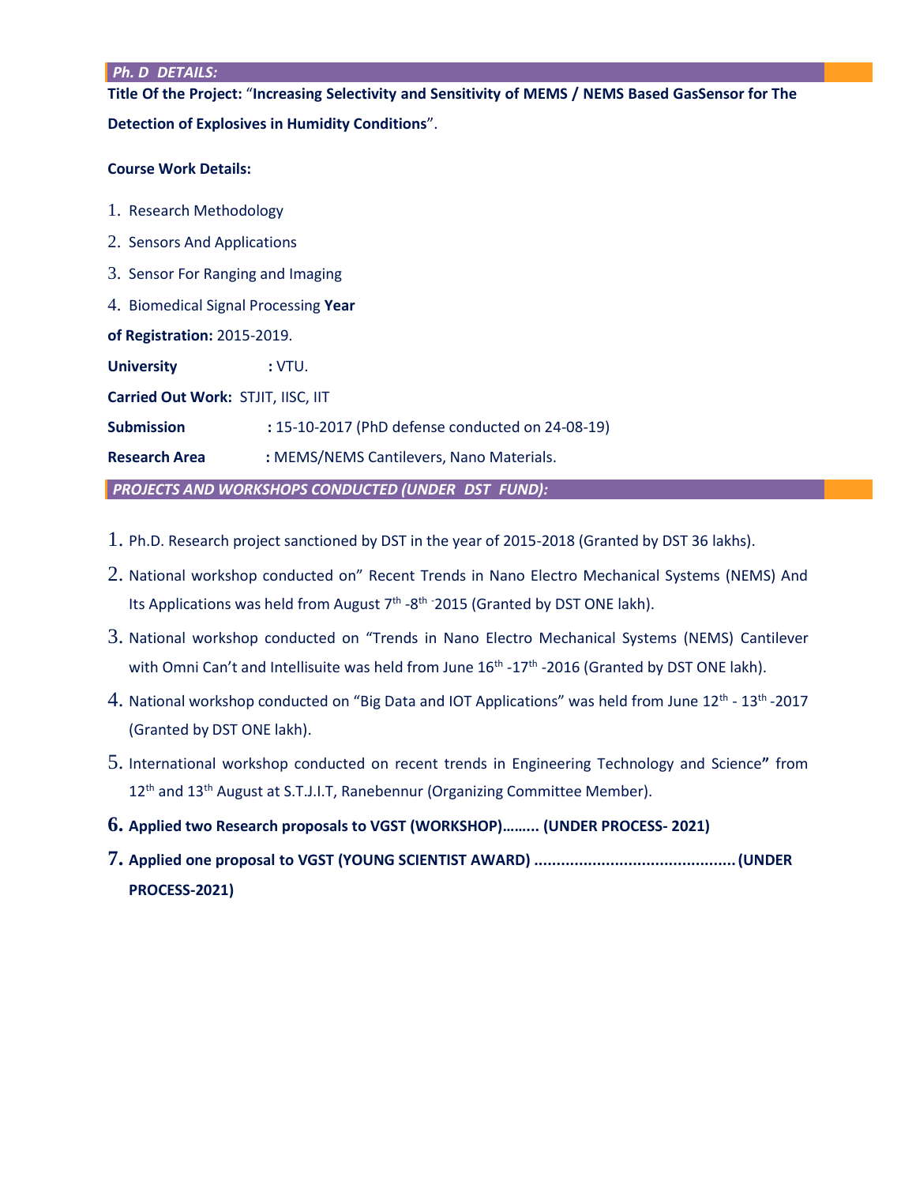## *Ph. D DETAILS:*

**Title Of the Project:** "**Increasing Selectivity and Sensitivity of MEMS / NEMS Based GasSensor for The Detection of Explosives in Humidity Conditions**".

**Course Work Details:**

1. Research Methodology
2. Sensors And Applications
3. Sensor For Ranging and Imaging
4. Biomedical Signal Processing

**Year of Registration:** 2015-2019.

**University** **:** VTU.

**Carried Out Work:** STJIT, IISC, IIT

**Submission** **:** 15-10-2017 (PhD defense conducted on 24-08-19)

**Research Area** **:** MEMS/NEMS Cantilevers, Nano Materials.

## *PROJECTS AND WORKSHOPS CONDUCTED (UNDER DST FUND):*

1. Ph.D. Research project sanctioned by DST in the year of 2015-2018 (Granted by DST 36 lakhs).
2. National workshop conducted on" Recent Trends in Nano Electro Mechanical Systems (NEMS) And Its Applications was held from August 7th -8th -2015 (Granted by DST ONE lakh).
3. National workshop conducted on "Trends in Nano Electro Mechanical Systems (NEMS) Cantilever with Omni Can't and Intellisuite was held from June 16th -17th -2016 (Granted by DST ONE lakh).
4. National workshop conducted on "Big Data and IOT Applications" was held from June 12th - 13th -2017 (Granted by DST ONE lakh).
5. International workshop conducted on recent trends in Engineering Technology and Science**"** from 12th and 13th August at S.T.J.I.T, Ranebennur (Organizing Committee Member).
6. **Applied two Research proposals to VGST (WORKSHOP)……... (UNDER PROCESS- 2021)**
7. **Applied one proposal to VGST (YOUNG SCIENTIST AWARD) ............................................(UNDER PROCESS-2021)**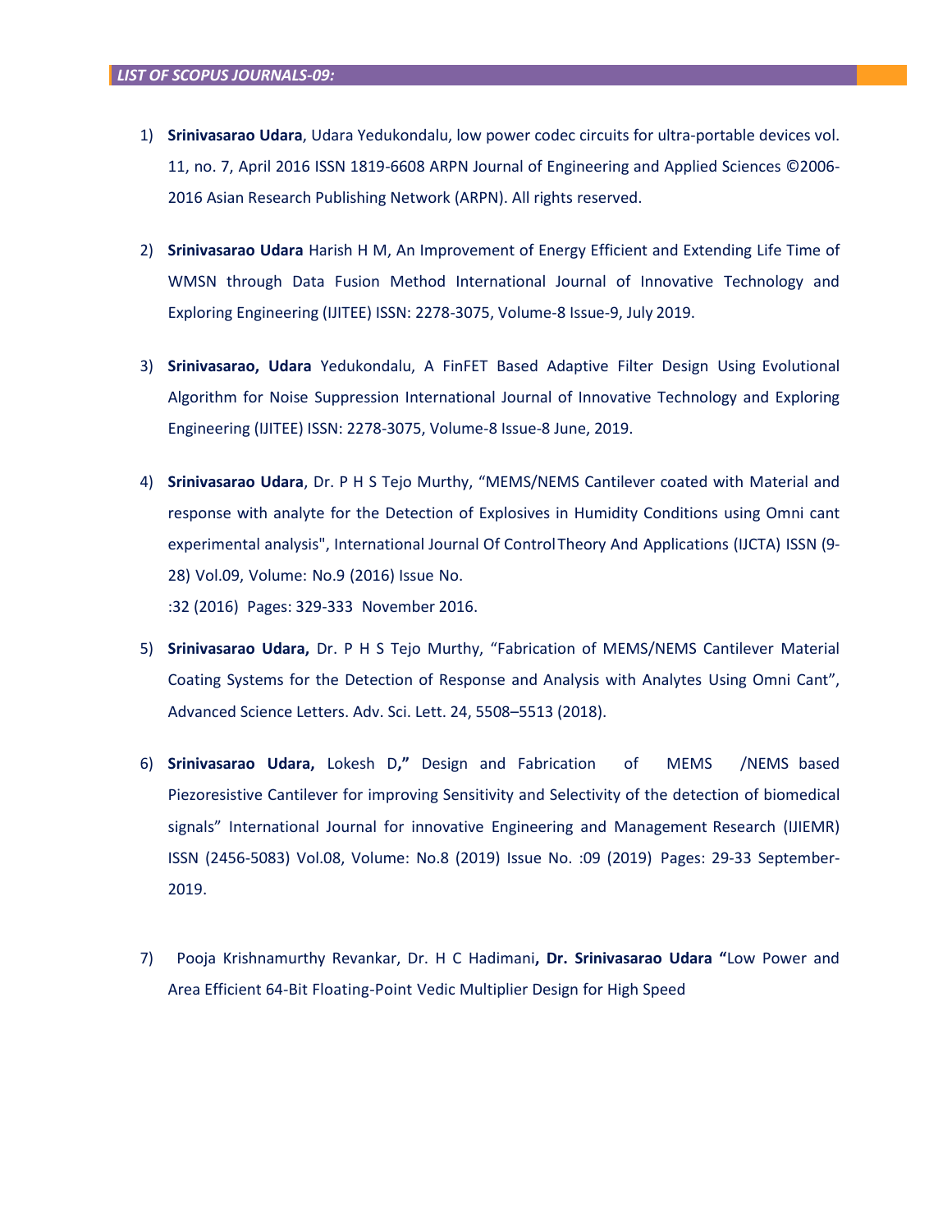***LIST OF SCOPUS JOURNALS-09:***

1) **Srinivasarao Udara**, Udara Yedukondalu, low power codec circuits for ultra-portable devices vol. 11, no. 7, April 2016 ISSN 1819-6608 ARPN Journal of Engineering and Applied Sciences ©2006-2016 Asian Research Publishing Network (ARPN). All rights reserved.

2) **Srinivasarao Udara** Harish H M, An Improvement of Energy Efficient and Extending Life Time of WMSN through Data Fusion Method International Journal of Innovative Technology and Exploring Engineering (IJITEE) ISSN: 2278-3075, Volume-8 Issue-9, July 2019.

3) **Srinivasarao, Udara** Yedukondalu, A FinFET Based Adaptive Filter Design Using Evolutional Algorithm for Noise Suppression International Journal of Innovative Technology and Exploring Engineering (IJITEE) ISSN: 2278-3075, Volume-8 Issue-8 June, 2019.

4) **Srinivasarao Udara**, Dr. P H S Tejo Murthy, "MEMS/NEMS Cantilever coated with Material and response with analyte for the Detection of Explosives in Humidity Conditions using Omni cant experimental analysis", International Journal Of Control Theory And Applications (IJCTA) ISSN (9-28) Vol.09, Volume: No.9 (2016) Issue No.
:32 (2016) Pages: 329-333 November 2016.

5) **Srinivasarao Udara,** Dr. P H S Tejo Murthy, "Fabrication of MEMS/NEMS Cantilever Material Coating Systems for the Detection of Response and Analysis with Analytes Using Omni Cant", Advanced Science Letters. Adv. Sci. Lett. 24, 5508–5513 (2018).

6) **Srinivasarao Udara,** Lokesh D**,"** Design and Fabrication of MEMS /NEMS based Piezoresistive Cantilever for improving Sensitivity and Selectivity of the detection of biomedical signals" International Journal for innovative Engineering and Management Research (IJIEMR) ISSN (2456-5083) Vol.08, Volume: No.8 (2019) Issue No. :09 (2019) Pages: 29-33 September-2019.

7) Pooja Krishnamurthy Revankar, Dr. H C Hadimani**, Dr. Srinivasarao Udara "**Low Power and Area Efficient 64-Bit Floating-Point Vedic Multiplier Design for High Speed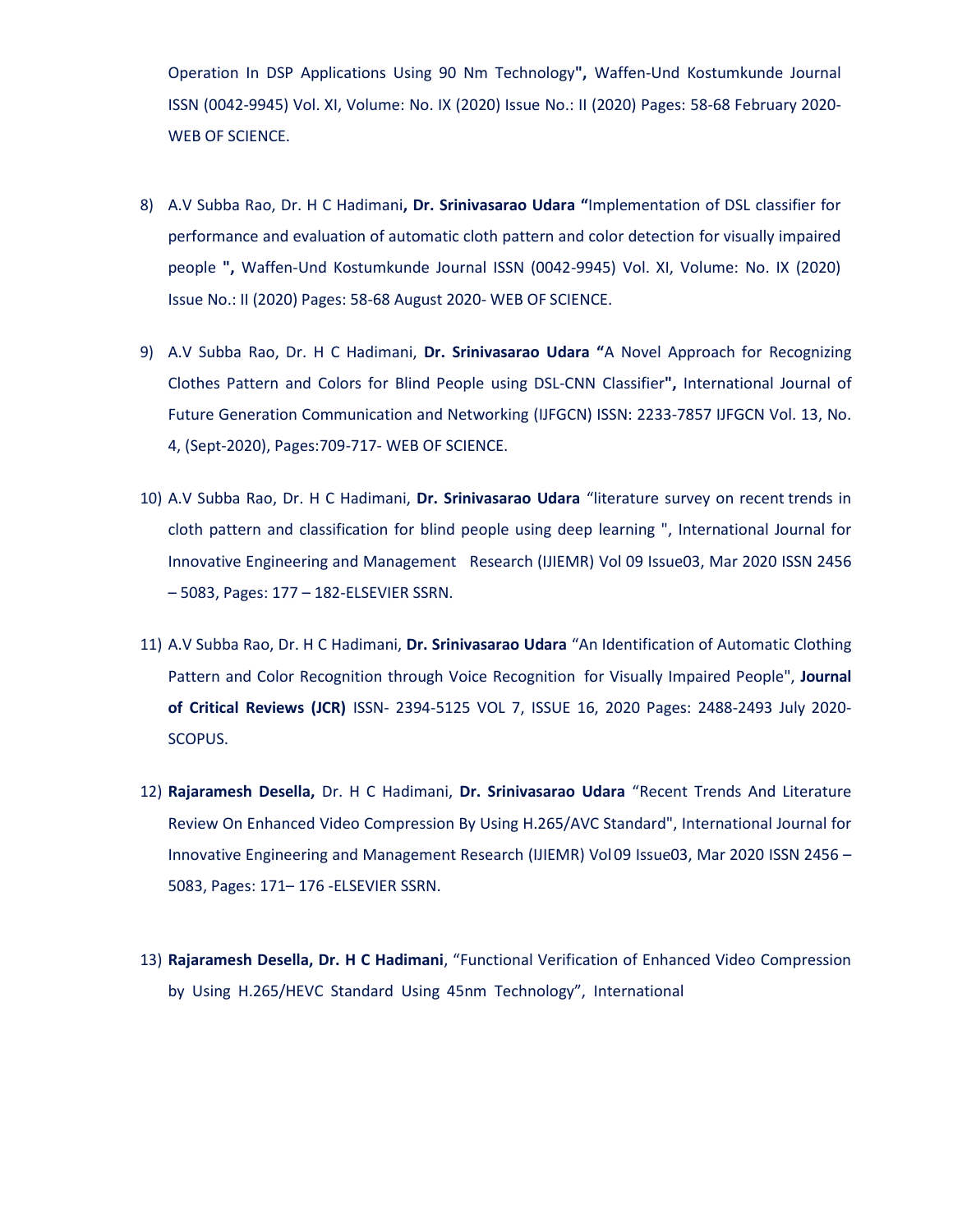Operation In DSP Applications Using 90 Nm Technology**",** Waffen-Und Kostumkunde Journal ISSN (0042-9945) Vol. XI, Volume: No. IX (2020) Issue No.: II (2020) Pages: 58-68 February 2020- WEB OF SCIENCE.

8) A.V Subba Rao, Dr. H C Hadimani**, Dr. Srinivasarao Udara "**Implementation of DSL classifier for performance and evaluation of automatic cloth pattern and color detection for visually impaired people **",** Waffen-Und Kostumkunde Journal ISSN (0042-9945) Vol. XI, Volume: No. IX (2020) Issue No.: II (2020) Pages: 58-68 August 2020- WEB OF SCIENCE.

9) A.V Subba Rao, Dr. H C Hadimani, **Dr. Srinivasarao Udara "**A Novel Approach for Recognizing Clothes Pattern and Colors for Blind People using DSL-CNN Classifier**",** International Journal of Future Generation Communication and Networking (IJFGCN) ISSN: 2233-7857 IJFGCN Vol. 13, No. 4, (Sept-2020), Pages:709-717- WEB OF SCIENCE.

10) A.V Subba Rao, Dr. H C Hadimani, **Dr. Srinivasarao Udara** "literature survey on recent trends in cloth pattern and classification for blind people using deep learning ", International Journal for Innovative Engineering and Management Research (IJIEMR) Vol 09 Issue03, Mar 2020 ISSN 2456 – 5083, Pages: 177 – 182-ELSEVIER SSRN.

11) A.V Subba Rao, Dr. H C Hadimani, **Dr. Srinivasarao Udara** "An Identification of Automatic Clothing Pattern and Color Recognition through Voice Recognition for Visually Impaired People", **Journal of Critical Reviews (JCR)** ISSN- 2394-5125 VOL 7, ISSUE 16, 2020 Pages: 2488-2493 July 2020- SCOPUS.

12) **Rajaramesh Desella,** Dr. H C Hadimani, **Dr. Srinivasarao Udara** "Recent Trends And Literature Review On Enhanced Video Compression By Using H.265/AVC Standard", International Journal for Innovative Engineering and Management Research (IJIEMR) Vol 09 Issue03, Mar 2020 ISSN 2456 – 5083, Pages: 171– 176 -ELSEVIER SSRN.

13) **Rajaramesh Desella, Dr. H C Hadimani**, "Functional Verification of Enhanced Video Compression by Using H.265/HEVC Standard Using 45nm Technology", International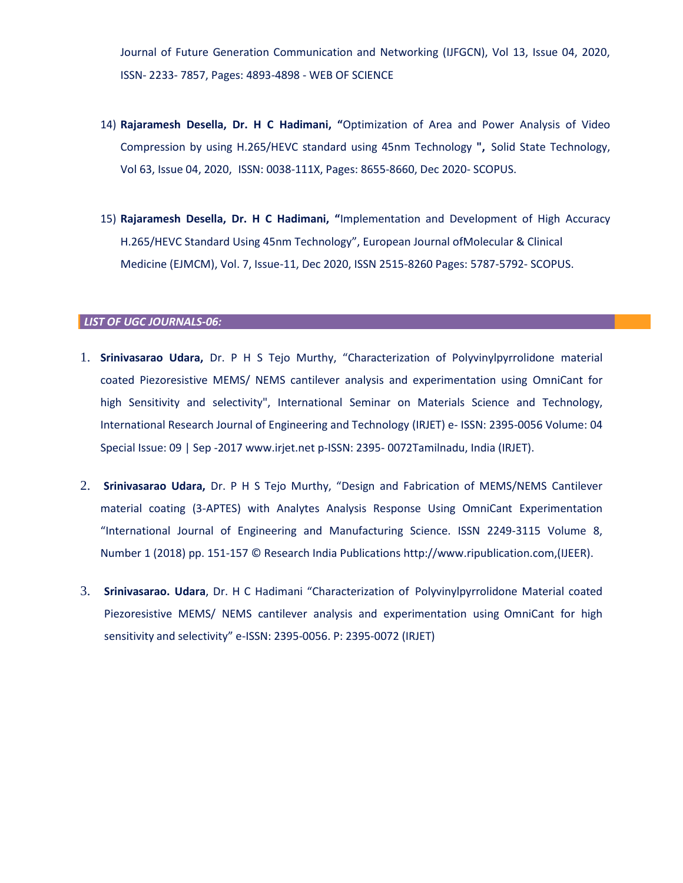Journal of Future Generation Communication and Networking (IJFGCN), Vol 13, Issue 04, 2020, ISSN- 2233- 7857, Pages: 4893-4898 - WEB OF SCIENCE

14) **Rajaramesh Desella, Dr. H C Hadimani, "**Optimization of Area and Power Analysis of Video Compression by using H.265/HEVC standard using 45nm Technology **",** Solid State Technology, Vol 63, Issue 04, 2020, ISSN: 0038-111X, Pages: 8655-8660, Dec 2020- SCOPUS.

15) **Rajaramesh Desella, Dr. H C Hadimani, "**Implementation and Development of High Accuracy H.265/HEVC Standard Using 45nm Technology", European Journal ofMolecular & Clinical Medicine (EJMCM), Vol. 7, Issue-11, Dec 2020, ISSN 2515-8260 Pages: 5787-5792- SCOPUS.

## *LIST OF UGC JOURNALS-06:*

1. **Srinivasarao Udara,** Dr. P H S Tejo Murthy, "Characterization of Polyvinylpyrrolidone material coated Piezoresistive MEMS/ NEMS cantilever analysis and experimentation using OmniCant for high Sensitivity and selectivity", International Seminar on Materials Science and Technology, International Research Journal of Engineering and Technology (IRJET) e- ISSN: 2395-0056 Volume: 04 Special Issue: 09 | Sep -2017 www.irjet.net p-ISSN: 2395- 0072Tamilnadu, India (IRJET).

2. **Srinivasarao Udara,** Dr. P H S Tejo Murthy, "Design and Fabrication of MEMS/NEMS Cantilever material coating (3-APTES) with Analytes Analysis Response Using OmniCant Experimentation "International Journal of Engineering and Manufacturing Science. ISSN 2249-3115 Volume 8, Number 1 (2018) pp. 151-157 © Research India Publications http://www.ripublication.com,(IJEER).

3. **Srinivasarao. Udara**, Dr. H C Hadimani "Characterization of Polyvinylpyrrolidone Material coated Piezoresistive MEMS/ NEMS cantilever analysis and experimentation using OmniCant for high sensitivity and selectivity" e-ISSN: 2395-0056. P: 2395-0072 (IRJET)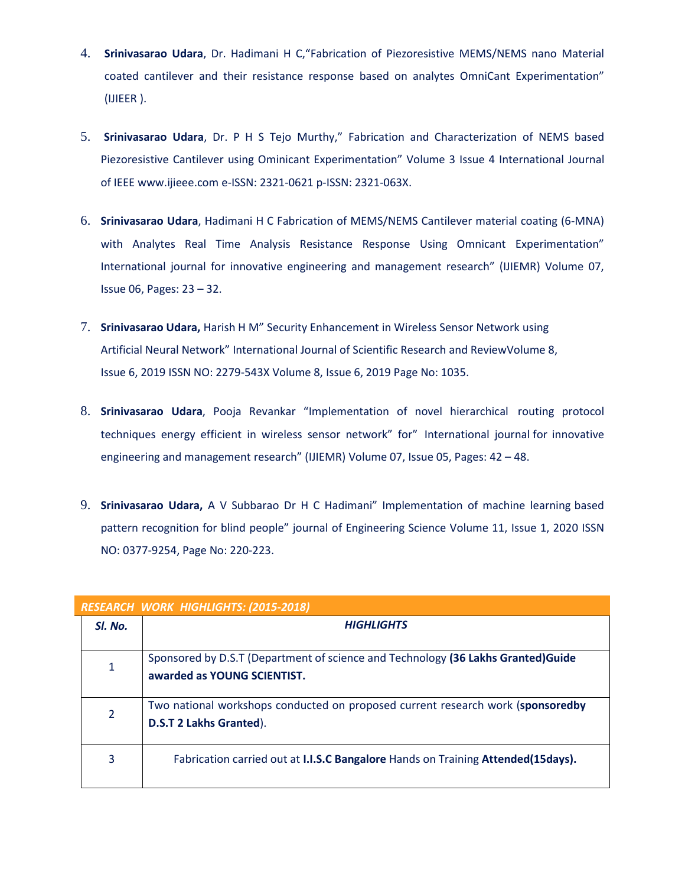4. **Srinivasarao Udara**, Dr. Hadimani H C,"Fabrication of Piezoresistive MEMS/NEMS nano Material coated cantilever and their resistance response based on analytes OmniCant Experimentation" (IJIEER ).

5. **Srinivasarao Udara**, Dr. P H S Tejo Murthy," Fabrication and Characterization of NEMS based Piezoresistive Cantilever using Ominicant Experimentation" Volume 3 Issue 4 International Journal of IEEE www.ijieee.com e-ISSN: 2321-0621 p-ISSN: 2321-063X.

6. **Srinivasarao Udara**, Hadimani H C Fabrication of MEMS/NEMS Cantilever material coating (6-MNA) with Analytes Real Time Analysis Resistance Response Using Omnicant Experimentation" International journal for innovative engineering and management research" (IJIEMR) Volume 07, Issue 06, Pages: 23 – 32.

7. **Srinivasarao Udara,** Harish H M" Security Enhancement in Wireless Sensor Network using Artificial Neural Network" International Journal of Scientific Research and ReviewVolume 8, Issue 6, 2019 ISSN NO: 2279-543X Volume 8, Issue 6, 2019 Page No: 1035.

8. **Srinivasarao Udara**, Pooja Revankar "Implementation of novel hierarchical routing protocol techniques energy efficient in wireless sensor network" for" International journal for innovative engineering and management research" (IJIEMR) Volume 07, Issue 05, Pages: 42 – 48.

9. **Srinivasarao Udara,** A V Subbarao Dr H C Hadimani" Implementation of machine learning based pattern recognition for blind people" journal of Engineering Science Volume 11, Issue 1, 2020 ISSN NO: 0377-9254, Page No: 220-223.

***RESEARCH WORK HIGHLIGHTS: (2015-2018)***

| *Sl. No.* | ***HIGHLIGHTS*** |
|---|---|
| 1 | Sponsored by D.S.T (Department of science and Technology **(36 Lakhs Granted)Guide awarded as YOUNG SCIENTIST.** |
| 2 | Two national workshops conducted on proposed current research work (**sponsoredby D.S.T 2 Lakhs Granted**). |
| 3 | Fabrication carried out at **I.I.S.C Bangalore** Hands on Training **Attended(15days).** |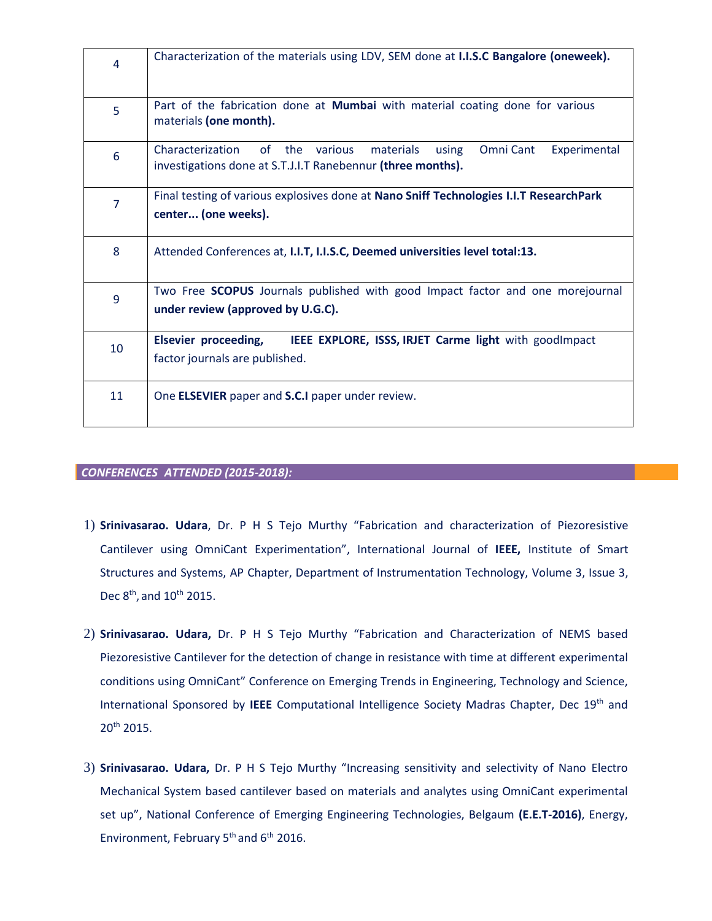| | |
|---|---|
| 4 | Characterization of the materials using LDV, SEM done at **I.I.S.C Bangalore (oneweek).** |
| 5 | Part of the fabrication done at **Mumbai** with material coating done for various materials **(one month).** |
| 6 | Characterization of the various materials using Omni Cant Experimental investigations done at S.T.J.I.T Ranebennur **(three months).** |
| 7 | Final testing of various explosives done at **Nano Sniff Technologies I.I.T ResearchPark center... (one weeks).** |
| 8 | Attended Conferences at, **I.I.T, I.I.S.C, Deemed universities level total:13.** |
| 9 | Two Free **SCOPUS** Journals published with good Impact factor and one morejournal **under review (approved by U.G.C).** |
| 10 | **Elsevier proceeding, IEEE EXPLORE, ISSS, IRJET Carme light** with goodImpact factor journals are published. |
| 11 | One **ELSEVIER** paper and **S.C.I** paper under review. |

## *CONFERENCES ATTENDED (2015-2018):*

1) **Srinivasarao. Udara**, Dr. P H S Tejo Murthy "Fabrication and characterization of Piezoresistive Cantilever using OmniCant Experimentation", International Journal of **IEEE,** Institute of Smart Structures and Systems, AP Chapter, Department of Instrumentation Technology, Volume 3, Issue 3, Dec 8th, and 10th 2015.

2) **Srinivasarao. Udara,** Dr. P H S Tejo Murthy "Fabrication and Characterization of NEMS based Piezoresistive Cantilever for the detection of change in resistance with time at different experimental conditions using OmniCant" Conference on Emerging Trends in Engineering, Technology and Science, International Sponsored by **IEEE** Computational Intelligence Society Madras Chapter, Dec 19th and 20th 2015.

3) **Srinivasarao. Udara,** Dr. P H S Tejo Murthy "Increasing sensitivity and selectivity of Nano Electro Mechanical System based cantilever based on materials and analytes using OmniCant experimental set up", National Conference of Emerging Engineering Technologies, Belgaum **(E.E.T-2016)**, Energy, Environment, February 5th and 6th 2016.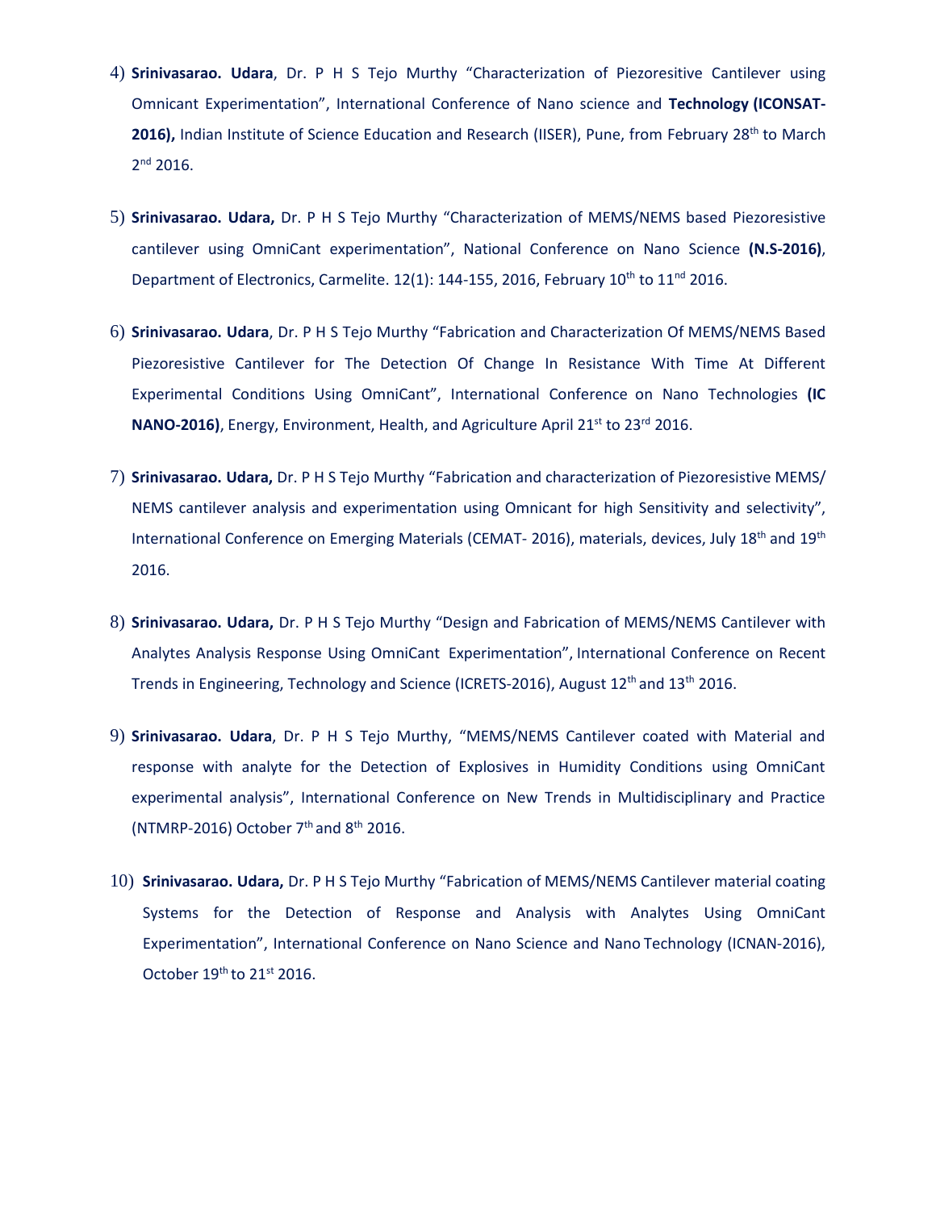4) **Srinivasarao. Udara**, Dr. P H S Tejo Murthy "Characterization of Piezoresitive Cantilever using Omnicant Experimentation", International Conference of Nano science and **Technology (ICONSAT-2016),** Indian Institute of Science Education and Research (IISER), Pune, from February 28th to March 2nd 2016.

5) **Srinivasarao. Udara,** Dr. P H S Tejo Murthy "Characterization of MEMS/NEMS based Piezoresistive cantilever using OmniCant experimentation", National Conference on Nano Science **(N.S-2016)**, Department of Electronics, Carmelite. 12(1): 144-155, 2016, February 10th to 11nd 2016.

6) **Srinivasarao. Udara**, Dr. P H S Tejo Murthy "Fabrication and Characterization Of MEMS/NEMS Based Piezoresistive Cantilever for The Detection Of Change In Resistance With Time At Different Experimental Conditions Using OmniCant", International Conference on Nano Technologies **(IC NANO-2016)**, Energy, Environment, Health, and Agriculture April 21st to 23rd 2016.

7) **Srinivasarao. Udara,** Dr. P H S Tejo Murthy "Fabrication and characterization of Piezoresistive MEMS/ NEMS cantilever analysis and experimentation using Omnicant for high Sensitivity and selectivity", International Conference on Emerging Materials (CEMAT- 2016), materials, devices, July 18th and 19th 2016.

8) **Srinivasarao. Udara,** Dr. P H S Tejo Murthy "Design and Fabrication of MEMS/NEMS Cantilever with Analytes Analysis Response Using OmniCant Experimentation", International Conference on Recent Trends in Engineering, Technology and Science (ICRETS-2016), August 12th and 13th 2016.

9) **Srinivasarao. Udara**, Dr. P H S Tejo Murthy, "MEMS/NEMS Cantilever coated with Material and response with analyte for the Detection of Explosives in Humidity Conditions using OmniCant experimental analysis", International Conference on New Trends in Multidisciplinary and Practice (NTMRP-2016) October 7th and 8th 2016.

10) **Srinivasarao. Udara,** Dr. P H S Tejo Murthy "Fabrication of MEMS/NEMS Cantilever material coating Systems for the Detection of Response and Analysis with Analytes Using OmniCant Experimentation", International Conference on Nano Science and Nano Technology (ICNAN-2016), October 19th to 21st 2016.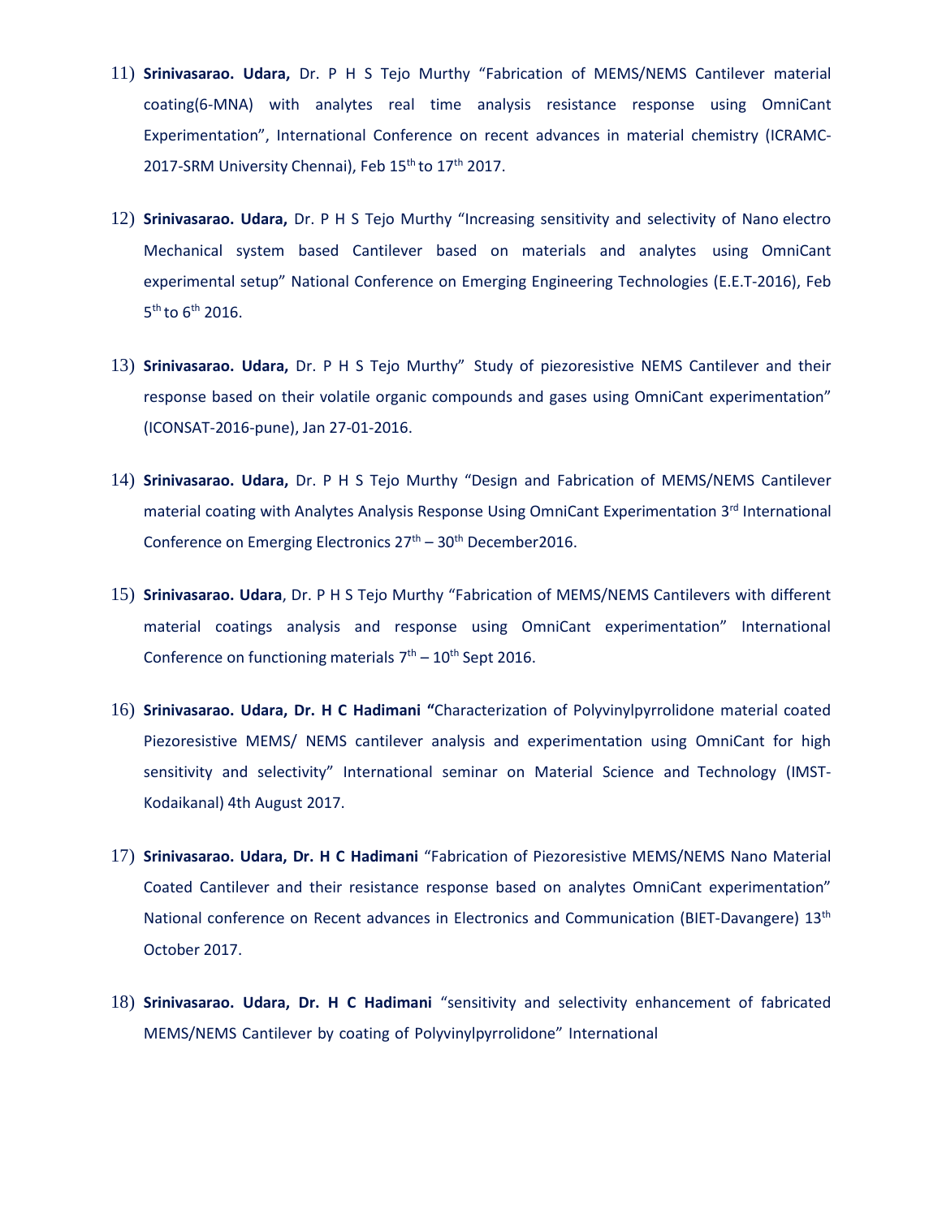11) **Srinivasarao. Udara,** Dr. P H S Tejo Murthy "Fabrication of MEMS/NEMS Cantilever material coating(6-MNA) with analytes real time analysis resistance response using OmniCant Experimentation", International Conference on recent advances in material chemistry (ICRAMC-2017-SRM University Chennai), Feb 15th to 17th 2017.

12) **Srinivasarao. Udara,** Dr. P H S Tejo Murthy "Increasing sensitivity and selectivity of Nano electro Mechanical system based Cantilever based on materials and analytes using OmniCant experimental setup" National Conference on Emerging Engineering Technologies (E.E.T-2016), Feb 5th to 6th 2016.

13) **Srinivasarao. Udara,** Dr. P H S Tejo Murthy" Study of piezoresistive NEMS Cantilever and their response based on their volatile organic compounds and gases using OmniCant experimentation" (ICONSAT-2016-pune), Jan 27-01-2016.

14) **Srinivasarao. Udara,** Dr. P H S Tejo Murthy "Design and Fabrication of MEMS/NEMS Cantilever material coating with Analytes Analysis Response Using OmniCant Experimentation 3rd International Conference on Emerging Electronics 27th – 30th December2016.

15) **Srinivasarao. Udara**, Dr. P H S Tejo Murthy "Fabrication of MEMS/NEMS Cantilevers with different material coatings analysis and response using OmniCant experimentation" International Conference on functioning materials 7th – 10th Sept 2016.

16) **Srinivasarao. Udara, Dr. H C Hadimani "**Characterization of Polyvinylpyrrolidone material coated Piezoresistive MEMS/ NEMS cantilever analysis and experimentation using OmniCant for high sensitivity and selectivity" International seminar on Material Science and Technology (IMST-Kodaikanal) 4th August 2017.

17) **Srinivasarao. Udara, Dr. H C Hadimani** "Fabrication of Piezoresistive MEMS/NEMS Nano Material Coated Cantilever and their resistance response based on analytes OmniCant experimentation" National conference on Recent advances in Electronics and Communication (BIET-Davangere) 13th October 2017.

18) **Srinivasarao. Udara, Dr. H C Hadimani** "sensitivity and selectivity enhancement of fabricated MEMS/NEMS Cantilever by coating of Polyvinylpyrrolidone" International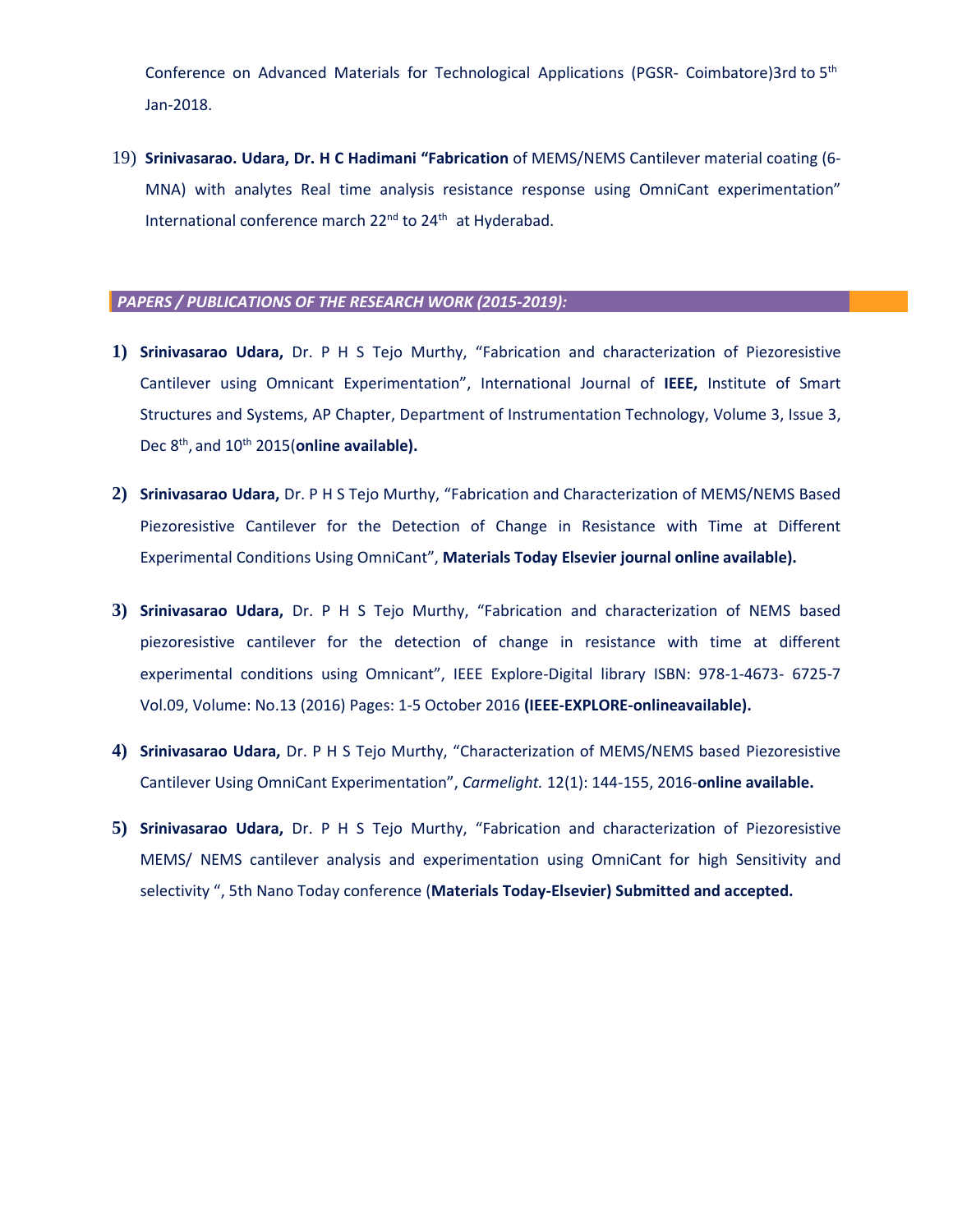Conference on Advanced Materials for Technological Applications (PGSR- Coimbatore)3rd to 5th Jan-2018.

19) **Srinivasarao. Udara, Dr. H C Hadimani "Fabrication** of MEMS/NEMS Cantilever material coating (6-MNA) with analytes Real time analysis resistance response using OmniCant experimentation" International conference march 22nd to 24th at Hyderabad.

## *PAPERS / PUBLICATIONS OF THE RESEARCH WORK (2015-2019):*

1) **Srinivasarao Udara,** Dr. P H S Tejo Murthy, "Fabrication and characterization of Piezoresistive Cantilever using Omnicant Experimentation", International Journal of **IEEE,** Institute of Smart Structures and Systems, AP Chapter, Department of Instrumentation Technology, Volume 3, Issue 3, Dec 8th, and 10th 2015(**online available).**

2) **Srinivasarao Udara,** Dr. P H S Tejo Murthy, "Fabrication and Characterization of MEMS/NEMS Based Piezoresistive Cantilever for the Detection of Change in Resistance with Time at Different Experimental Conditions Using OmniCant", **Materials Today Elsevier journal online available).**

3) **Srinivasarao Udara,** Dr. P H S Tejo Murthy, "Fabrication and characterization of NEMS based piezoresistive cantilever for the detection of change in resistance with time at different experimental conditions using Omnicant", IEEE Explore-Digital library ISBN: 978-1-4673- 6725-7 Vol.09, Volume: No.13 (2016) Pages: 1-5 October 2016 **(IEEE-EXPLORE-onlineavailable).**

4) **Srinivasarao Udara,** Dr. P H S Tejo Murthy, "Characterization of MEMS/NEMS based Piezoresistive Cantilever Using OmniCant Experimentation", *Carmelight.* 12(1): 144-155, 2016-**online available.**

5) **Srinivasarao Udara,** Dr. P H S Tejo Murthy, "Fabrication and characterization of Piezoresistive MEMS/ NEMS cantilever analysis and experimentation using OmniCant for high Sensitivity and selectivity ", 5th Nano Today conference (**Materials Today-Elsevier) Submitted and accepted.**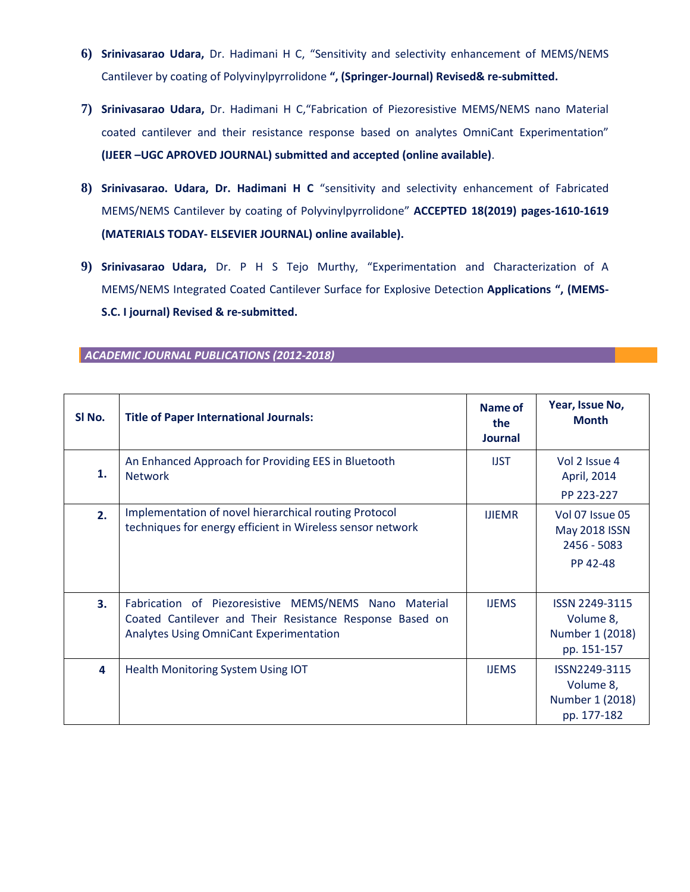6) **Srinivasarao Udara,** Dr. Hadimani H C, "Sensitivity and selectivity enhancement of MEMS/NEMS Cantilever by coating of Polyvinylpyrrolidone **", (Springer-Journal) Revised& re-submitted.**

7) **Srinivasarao Udara,** Dr. Hadimani H C,"Fabrication of Piezoresistive MEMS/NEMS nano Material coated cantilever and their resistance response based on analytes OmniCant Experimentation" **(IJEER –UGC APROVED JOURNAL) submitted and accepted (online available)**.

8) **Srinivasarao. Udara, Dr. Hadimani H C** "sensitivity and selectivity enhancement of Fabricated MEMS/NEMS Cantilever by coating of Polyvinylpyrrolidone" **ACCEPTED 18(2019) pages-1610-1619 (MATERIALS TODAY- ELSEVIER JOURNAL) online available).**

9) **Srinivasarao Udara,** Dr. P H S Tejo Murthy, "Experimentation and Characterization of A MEMS/NEMS Integrated Coated Cantilever Surface for Explosive Detection **Applications ", (MEMS-S.C. I journal) Revised & re-submitted.**

## *ACADEMIC JOURNAL PUBLICATIONS (2012-2018)*

| Sl No. | Title of Paper International Journals: | Name of the Journal | Year, Issue No, Month |
|---|---|---|---|
| 1. | An Enhanced Approach for Providing EES in Bluetooth Network | IJST | Vol 2 Issue 4 April, 2014 PP 223-227 |
| 2. | Implementation of novel hierarchical routing Protocol techniques for energy efficient in Wireless sensor network | IJIEMR | Vol 07 Issue 05 May 2018 ISSN 2456 - 5083 PP 42-48 |
| 3. | Fabrication of Piezoresistive MEMS/NEMS Nano Material Coated Cantilever and Their Resistance Response Based on Analytes Using OmniCant Experimentation | IJEMS | ISSN 2249-3115 Volume 8, Number 1 (2018) pp. 151-157 |
| 4 | Health Monitoring System Using IOT | IJEMS | ISSN2249-3115 Volume 8, Number 1 (2018) pp. 177-182 |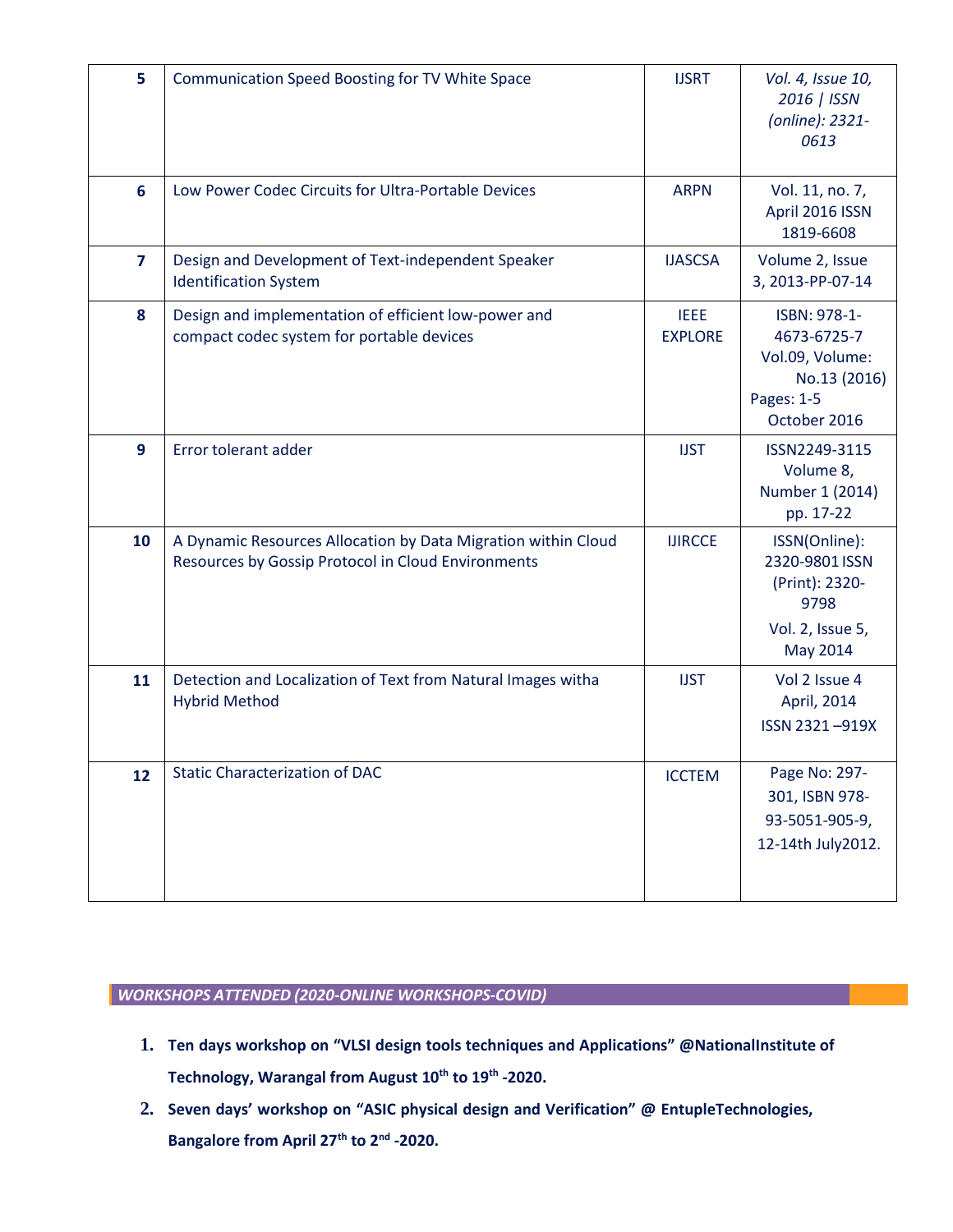| | | | |
|---|---|---|---|
| **5** | Communication Speed Boosting for TV White Space | IJSRT | *Vol. 4, Issue 10, 2016 \| ISSN (online): 2321-0613* |
| **6** | Low Power Codec Circuits for Ultra-Portable Devices | ARPN | Vol. 11, no. 7, April 2016 ISSN 1819-6608 |
| **7** | Design and Development of Text-independent Speaker Identification System | IJASCSA | Volume 2, Issue 3, 2013-PP-07-14 |
| **8** | Design and implementation of efficient low-power and compact codec system for portable devices | IEEE EXPLORE | ISBN: 978-1-4673-6725-7 Vol.09, Volume: No.13 (2016) Pages: 1-5 October 2016 |
| **9** | Error tolerant adder | IJST | ISSN2249-3115 Volume 8, Number 1 (2014) pp. 17-22 |
| **10** | A Dynamic Resources Allocation by Data Migration within Cloud Resources by Gossip Protocol in Cloud Environments | IJIRCCE | ISSN(Online): 2320-9801 ISSN (Print): 2320-9798 Vol. 2, Issue 5, May 2014 |
| **11** | Detection and Localization of Text from Natural Images witha Hybrid Method | IJST | Vol 2 Issue 4 April, 2014 ISSN 2321 –919X |
| **12** | Static Characterization of DAC | ICCTEM | Page No: 297-301, ISBN 978-93-5051-905-9, 12-14th July2012. |

## *WORKSHOPS ATTENDED (2020-ONLINE WORKSHOPS-COVID)*

1. **Ten days workshop on "VLSI design tools techniques and Applications" @NationalInstitute of Technology, Warangal from August 10th to 19th -2020.**
2. **Seven days' workshop on "ASIC physical design and Verification" @ EntupleTechnologies, Bangalore from April 27th to 2nd -2020.**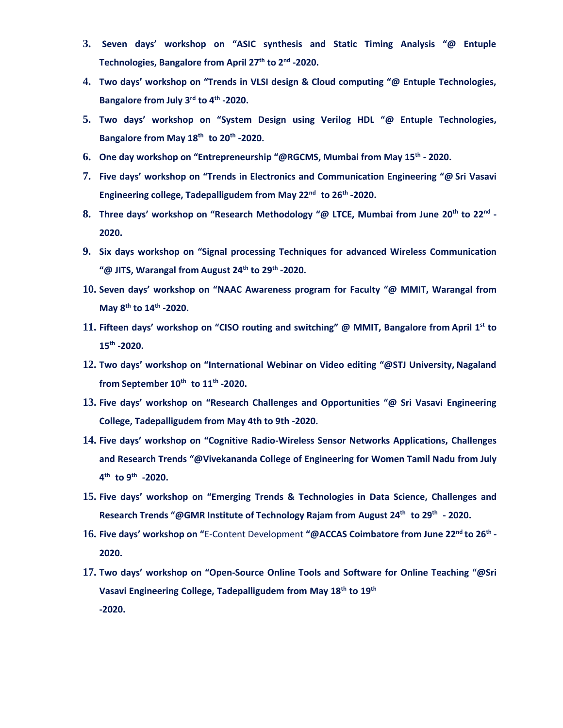3. **Seven days' workshop on "ASIC synthesis and Static Timing Analysis "@ Entuple Technologies, Bangalore from April 27th to 2nd -2020.**
4. **Two days' workshop on "Trends in VLSI design & Cloud computing "@ Entuple Technologies, Bangalore from July 3rd to 4th -2020.**
5. **Two days' workshop on "System Design using Verilog HDL "@ Entuple Technologies, Bangalore from May 18th to 20th -2020.**
6. **One day workshop on "Entrepreneurship "@RGCMS, Mumbai from May 15th - 2020.**
7. **Five days' workshop on "Trends in Electronics and Communication Engineering "@ Sri Vasavi Engineering college, Tadepalligudem from May 22nd to 26th -2020.**
8. **Three days' workshop on "Research Methodology "@ LTCE, Mumbai from June 20th to 22nd -2020.**
9. **Six days workshop on "Signal processing Techniques for advanced Wireless Communication "@ JITS, Warangal from August 24th to 29th -2020.**
10. **Seven days' workshop on "NAAC Awareness program for Faculty "@ MMIT, Warangal from May 8th to 14th -2020.**
11. **Fifteen days' workshop on "CISO routing and switching" @ MMIT, Bangalore from April 1st to 15th -2020.**
12. **Two days' workshop on "International Webinar on Video editing "@STJ University, Nagaland from September 10th to 11th -2020.**
13. **Five days' workshop on "Research Challenges and Opportunities "@ Sri Vasavi Engineering College, Tadepalligudem from May 4th to 9th -2020.**
14. **Five days' workshop on "Cognitive Radio-Wireless Sensor Networks Applications, Challenges and Research Trends "@Vivekananda College of Engineering for Women Tamil Nadu from July 4th to 9th -2020.**
15. **Five days' workshop on "Emerging Trends & Technologies in Data Science, Challenges and Research Trends "@GMR Institute of Technology Rajam from August 24th to 29th - 2020.**
16. **Five days' workshop on "**E-Content Development **"@ACCAS Coimbatore from June 22nd to 26th -2020.**
17. **Two days' workshop on "Open-Source Online Tools and Software for Online Teaching "@Sri Vasavi Engineering College, Tadepalligudem from May 18th to 19th -2020.**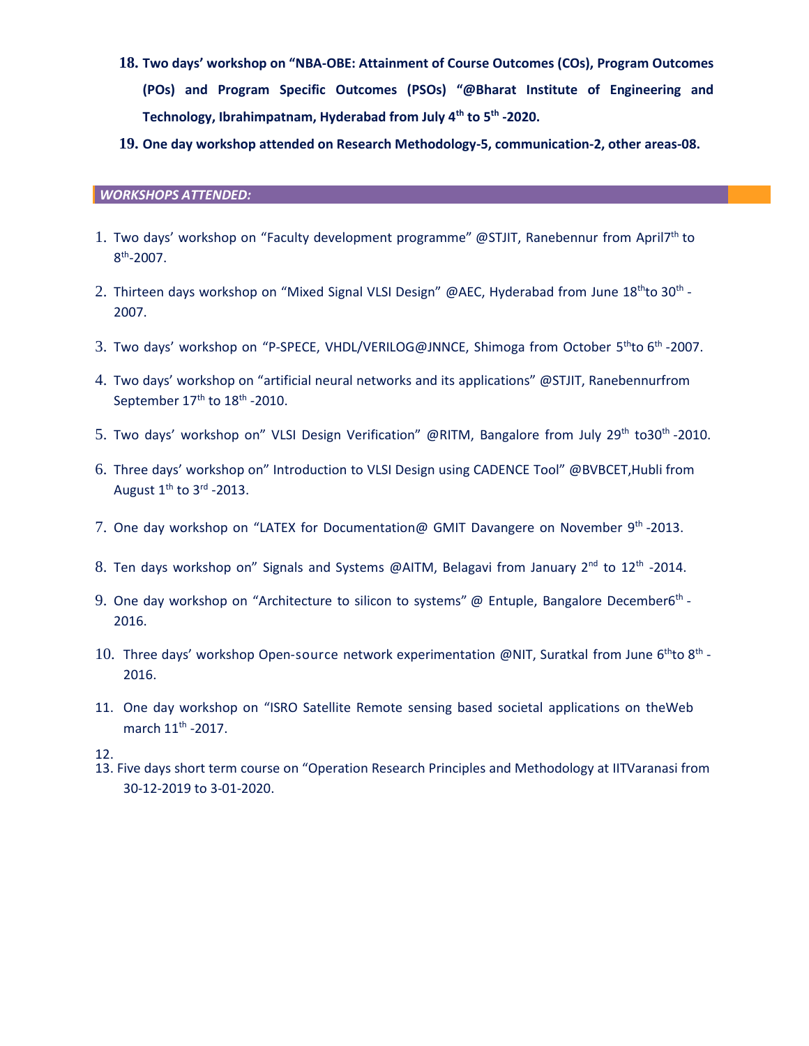18. **Two days' workshop on "NBA-OBE: Attainment of Course Outcomes (COs), Program Outcomes (POs) and Program Specific Outcomes (PSOs) "@Bharat Institute of Engineering and Technology, Ibrahimpatnam, Hyderabad from July 4th to 5th -2020.**
19. **One day workshop attended on Research Methodology-5, communication-2, other areas-08.**

### *WORKSHOPS ATTENDED:*

1. Two days' workshop on "Faculty development programme" @STJIT, Ranebennur from April7th to 8th-2007.
2. Thirteen days workshop on "Mixed Signal VLSI Design" @AEC, Hyderabad from June 18thto 30th -2007.
3. Two days' workshop on "P-SPECE, VHDL/VERILOG@JNNCE, Shimoga from October 5thto 6th -2007.
4. Two days' workshop on "artificial neural networks and its applications" @STJIT, Ranebennurfrom September 17th to 18th -2010.
5. Two days' workshop on" VLSI Design Verification" @RITM, Bangalore from July 29th to30th -2010.
6. Three days' workshop on" Introduction to VLSI Design using CADENCE Tool" @BVBCET,Hubli from August 1st to 3rd -2013.
7. One day workshop on "LATEX for Documentation@ GMIT Davangere on November 9th -2013.
8. Ten days workshop on" Signals and Systems @AITM, Belagavi from January 2nd to 12th -2014.
9. One day workshop on "Architecture to silicon to systems" @ Entuple, Bangalore December6th -2016.
10. Three days' workshop Open-source network experimentation @NIT, Suratkal from June 6thto 8th -2016.
11. One day workshop on "ISRO Satellite Remote sensing based societal applications on theWeb march 11th -2017.
12. 
13. Five days short term course on "Operation Research Principles and Methodology at IITVaranasi from 30-12-2019 to 3-01-2020.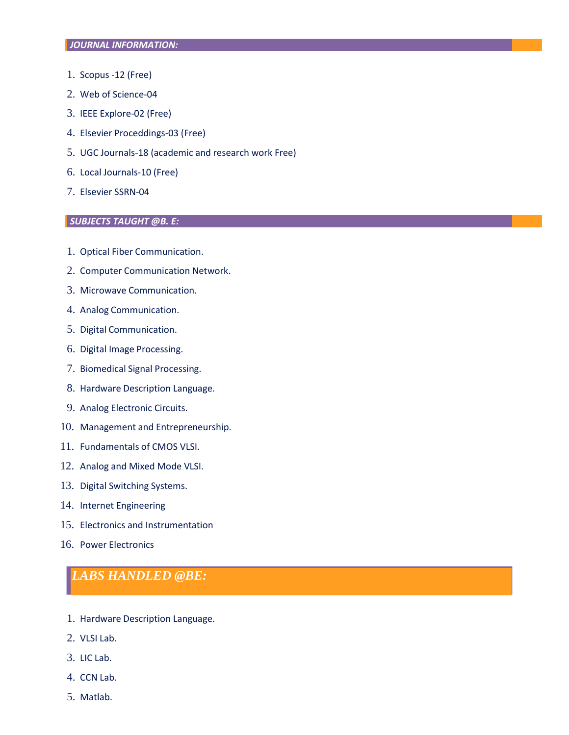## *JOURNAL INFORMATION:*

1. Scopus -12 (Free)
2. Web of Science-04
3. IEEE Explore-02 (Free)
4. Elsevier Proceddings-03 (Free)
5. UGC Journals-18 (academic and research work Free)
6. Local Journals-10 (Free)
7. Elsevier SSRN-04

## *SUBJECTS TAUGHT @B. E:*

1. Optical Fiber Communication.
2. Computer Communication Network.
3. Microwave Communication.
4. Analog Communication.
5. Digital Communication.
6. Digital Image Processing.
7. Biomedical Signal Processing.
8. Hardware Description Language.
9. Analog Electronic Circuits.
10. Management and Entrepreneurship.
11. Fundamentals of CMOS VLSI.
12. Analog and Mixed Mode VLSI.
13. Digital Switching Systems.
14. Internet Engineering
15. Electronics and Instrumentation
16. Power Electronics

## *LABS HANDLED @BE:*

1. Hardware Description Language.
2. VLSI Lab.
3. LIC Lab.
4. CCN Lab.
5. Matlab.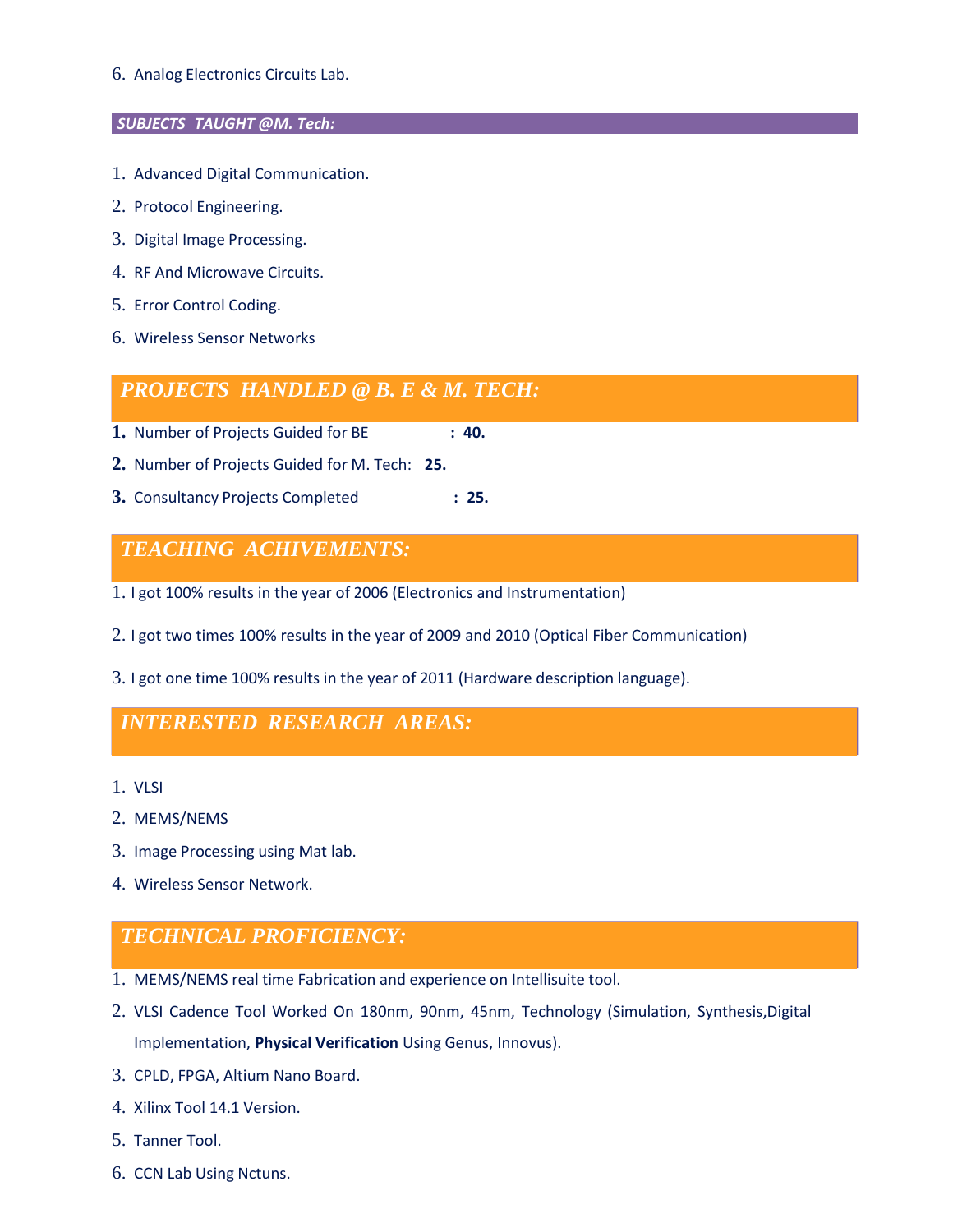6. Analog Electronics Circuits Lab.

### *SUBJECTS TAUGHT @M. Tech:*

1. Advanced Digital Communication.
2. Protocol Engineering.
3. Digital Image Processing.
4. RF And Microwave Circuits.
5. Error Control Coding.
6. Wireless Sensor Networks

## *PROJECTS HANDLED @ B. E & M. TECH:*

1. Number of Projects Guided for BE : **40.**
2. Number of Projects Guided for M. Tech: **25.**
3. Consultancy Projects Completed : **25.**

## *TEACHING ACHIVEMENTS:*

1. I got 100% results in the year of 2006 (Electronics and Instrumentation)
2. I got two times 100% results in the year of 2009 and 2010 (Optical Fiber Communication)
3. I got one time 100% results in the year of 2011 (Hardware description language).

## *INTERESTED RESEARCH AREAS:*

1. VLSI
2. MEMS/NEMS
3. Image Processing using Mat lab.
4. Wireless Sensor Network.

## *TECHNICAL PROFICIENCY:*

1. MEMS/NEMS real time Fabrication and experience on Intellisuite tool.
2. VLSI Cadence Tool Worked On 180nm, 90nm, 45nm, Technology (Simulation, Synthesis,Digital Implementation, **Physical Verification** Using Genus, Innovus).
3. CPLD, FPGA, Altium Nano Board.
4. Xilinx Tool 14.1 Version.
5. Tanner Tool.
6. CCN Lab Using Nctuns.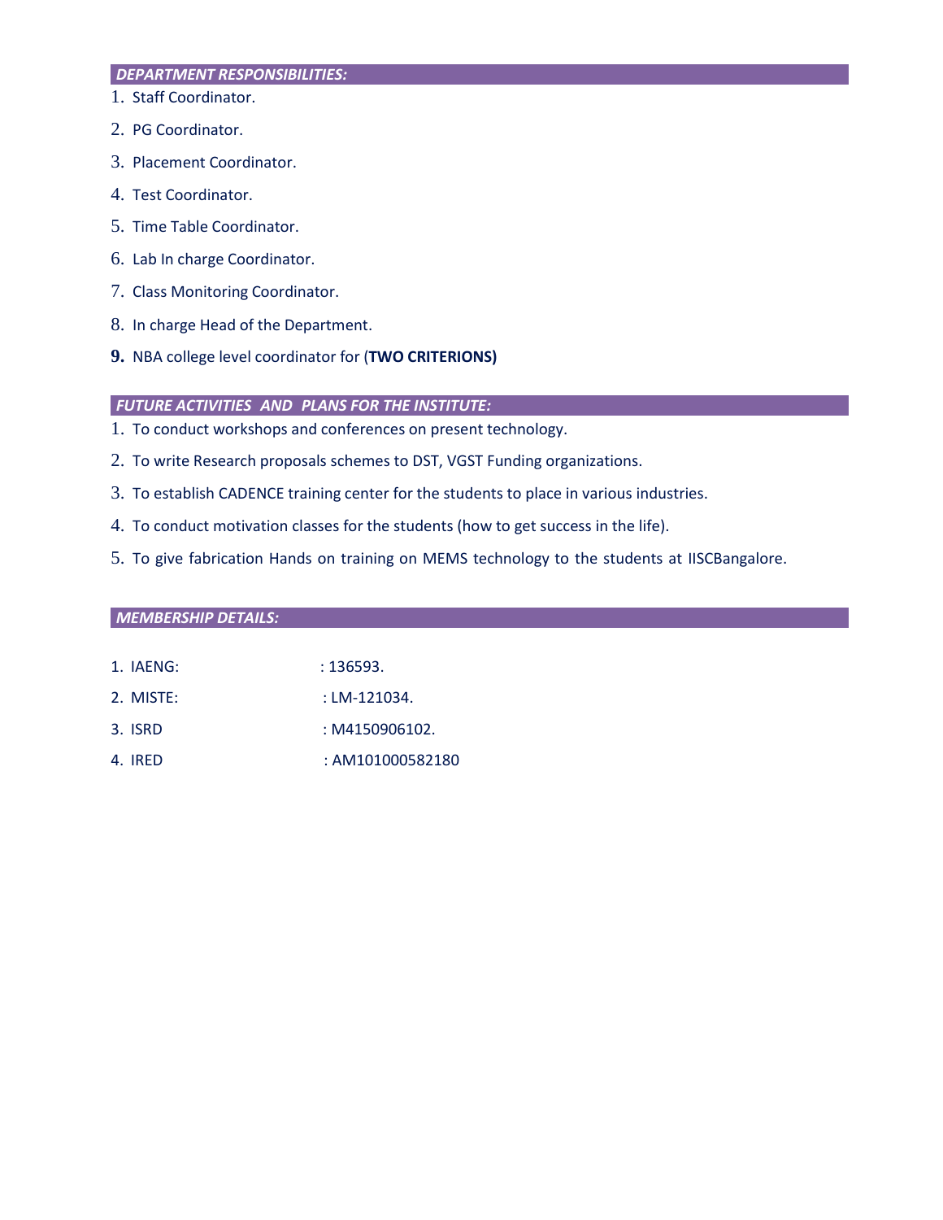## *DEPARTMENT RESPONSIBILITIES:*

1. Staff Coordinator.
2. PG Coordinator.
3. Placement Coordinator.
4. Test Coordinator.
5. Time Table Coordinator.
6. Lab In charge Coordinator.
7. Class Monitoring Coordinator.
8. In charge Head of the Department.
9. NBA college level coordinator for (**TWO CRITERIONS)**

## *FUTURE ACTIVITIES AND PLANS FOR THE INSTITUTE:*

1. To conduct workshops and conferences on present technology.
2. To write Research proposals schemes to DST, VGST Funding organizations.
3. To establish CADENCE training center for the students to place in various industries.
4. To conduct motivation classes for the students (how to get success in the life).
5. To give fabrication Hands on training on MEMS technology to the students at IISCBangalore.

## *MEMBERSHIP DETAILS:*

1. IAENG: : 136593.
2. MISTE: : LM-121034.
3. ISRD : M4150906102.
4. IRED : AM101000582180